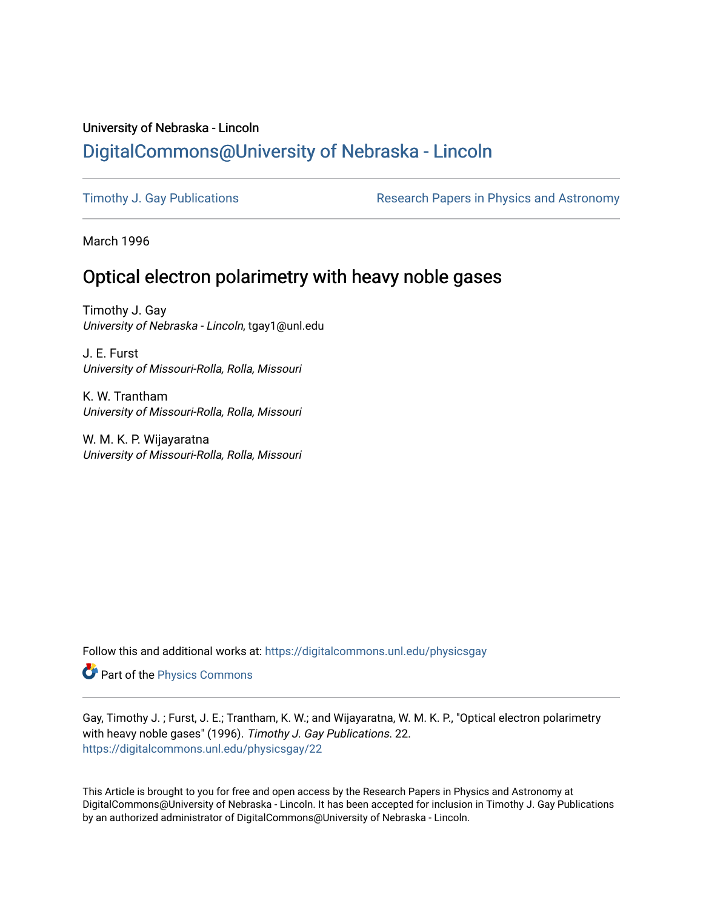University of Nebraska - Lincoln

## DigitalCommons@University of Nebraska - Lincoln

Timothy J. Gay Publications

Research Papers in Physics and Astronomy

March 1996

# Optical electron polarimetry with heavy noble gases

Timothy J. Gay
*University of Nebraska - Lincoln*, tgay1@unl.edu

J. E. Furst
*University of Missouri-Rolla, Rolla, Missouri*

K. W. Trantham
*University of Missouri-Rolla, Rolla, Missouri*

W. M. K. P. Wijayaratna
*University of Missouri-Rolla, Rolla, Missouri*

Follow this and additional works at: https://digitalcommons.unl.edu/physicsgay

Part of the Physics Commons

Gay, Timothy J. ; Furst, J. E.; Trantham, K. W.; and Wijayaratna, W. M. K. P., "Optical electron polarimetry with heavy noble gases" (1996). *Timothy J. Gay Publications*. 22.
https://digitalcommons.unl.edu/physicsgay/22

This Article is brought to you for free and open access by the Research Papers in Physics and Astronomy at DigitalCommons@University of Nebraska - Lincoln. It has been accepted for inclusion in Timothy J. Gay Publications by an authorized administrator of DigitalCommons@University of Nebraska - Lincoln.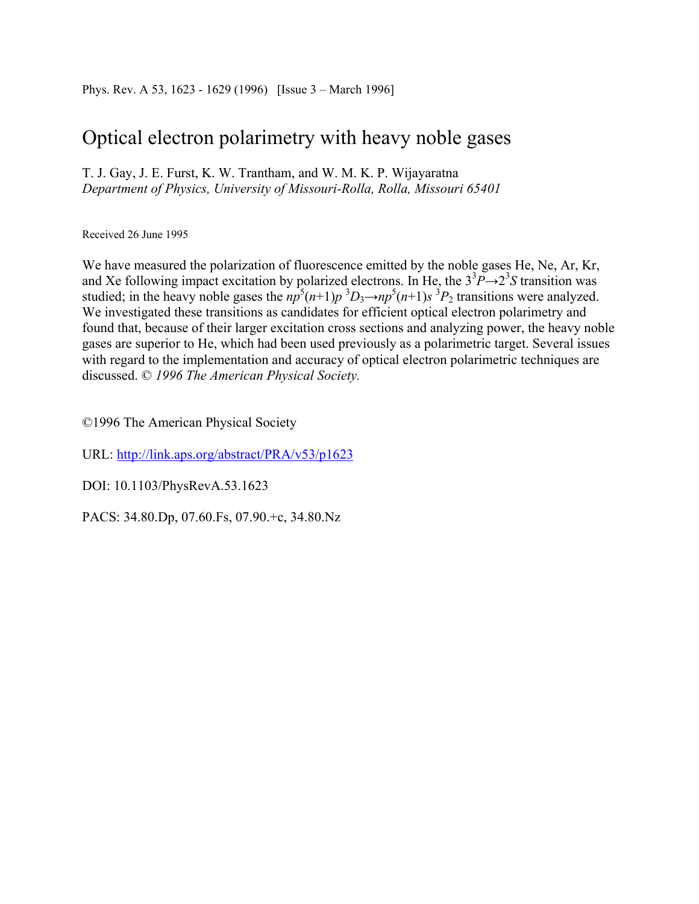Phys. Rev. A 53, 1623 - 1629 (1996) [Issue 3 – March 1996]

# Optical electron polarimetry with heavy noble gases

T. J. Gay, J. E. Furst, K. W. Trantham, and W. M. K. P. Wijayaratna
*Department of Physics, University of Missouri-Rolla, Rolla, Missouri 65401*

Received 26 June 1995

We have measured the polarization of fluorescence emitted by the noble gases He, Ne, Ar, Kr, and Xe following impact excitation by polarized electrons. In He, the $3^3P \rightarrow 2^3S$ transition was studied; in the heavy noble gases the $np^5(n+1)p\ ^3D_3 \rightarrow np^5(n+1)s\ ^3P_2$ transitions were analyzed. We investigated these transitions as candidates for efficient optical electron polarimetry and found that, because of their larger excitation cross sections and analyzing power, the heavy noble gases are superior to He, which had been used previously as a polarimetric target. Several issues with regard to the implementation and accuracy of optical electron polarimetric techniques are discussed. © *1996 The American Physical Society.*

©1996 The American Physical Society

URL: http://link.aps.org/abstract/PRA/v53/p1623

DOI: 10.1103/PhysRevA.53.1623

PACS: 34.80.Dp, 07.60.Fs, 07.90.+c, 34.80.Nz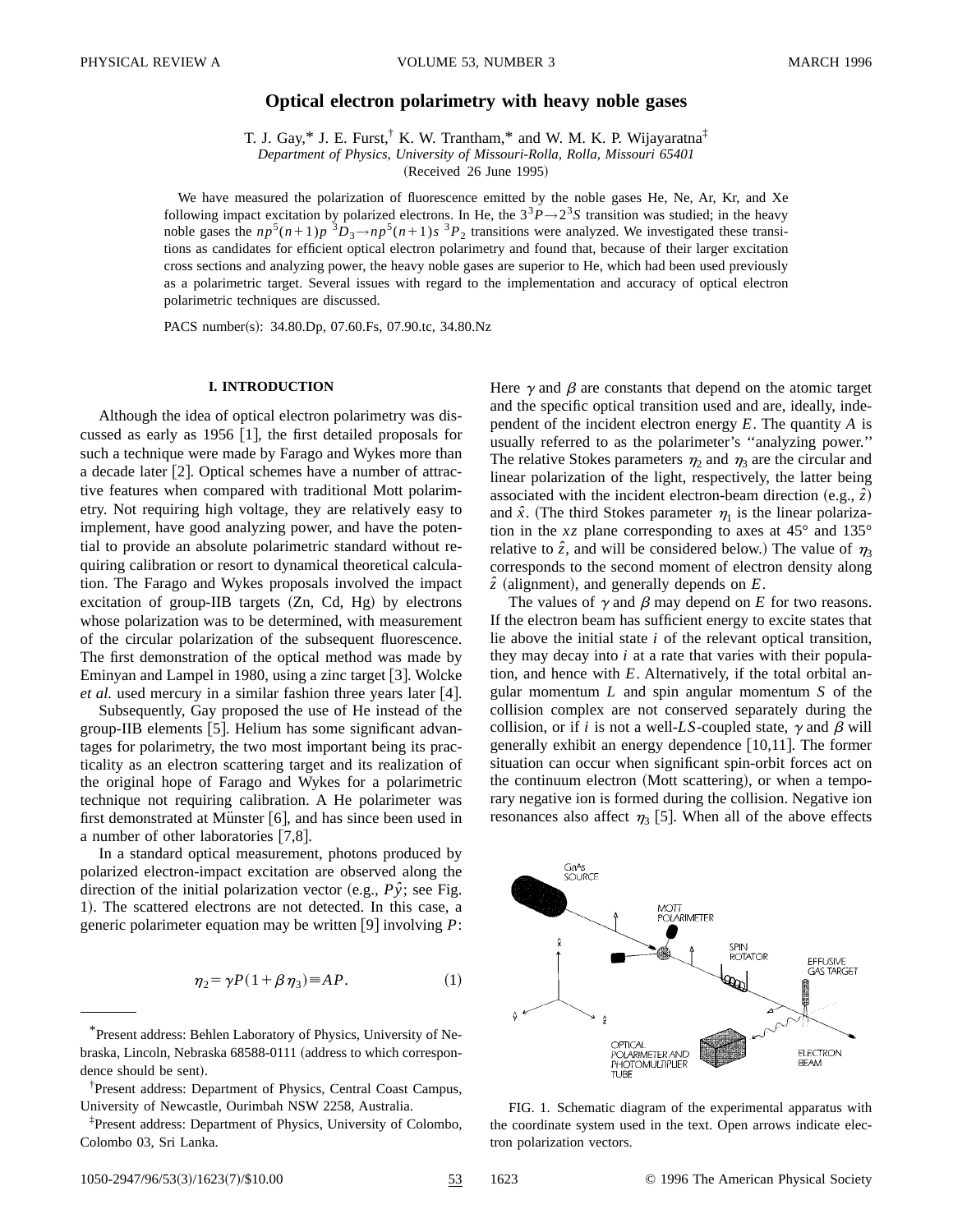# Optical electron polarimetry with heavy noble gases

T. J. Gay,* J. E. Furst,† K. W. Trantham,* and W. M. K. P. Wijayaratna‡

*Department of Physics, University of Missouri-Rolla, Rolla, Missouri 65401*

(Received 26 June 1995)

We have measured the polarization of fluorescence emitted by the noble gases He, Ne, Ar, Kr, and Xe following impact excitation by polarized electrons. In He, the $3^3P \rightarrow 2^3S$ transition was studied; in the heavy noble gases the $np^5(n+1)p\ ^3D_3 \rightarrow np^5(n+1)s\ ^3P_2$ transitions were analyzed. We investigated these transitions as candidates for efficient optical electron polarimetry and found that, because of their larger excitation cross sections and analyzing power, the heavy noble gases are superior to He, which had been used previously as a polarimetric target. Several issues with regard to the implementation and accuracy of optical electron polarimetric techniques are discussed.

PACS number(s): 34.80.Dp, 07.60.Fs, 07.90.tc, 34.80.Nz

## I. INTRODUCTION

Although the idea of optical electron polarimetry was discussed as early as 1956 [1], the first detailed proposals for such a technique were made by Farago and Wykes more than a decade later [2]. Optical schemes have a number of attractive features when compared with traditional Mott polarimetry. Not requiring high voltage, they are relatively easy to implement, have good analyzing power, and have the potential to provide an absolute polarimetric standard without requiring calibration or resort to dynamical theoretical calculation. The Farago and Wykes proposals involved the impact excitation of group-IIB targets (Zn, Cd, Hg) by electrons whose polarization was to be determined, with measurement of the circular polarization of the subsequent fluorescence. The first demonstration of the optical method was made by Eminyan and Lampel in 1980, using a zinc target [3]. Wolcke *et al.* used mercury in a similar fashion three years later [4].

Subsequently, Gay proposed the use of He instead of the group-IIB elements [5]. Helium has some significant advantages for polarimetry, the two most important being its practicality as an electron scattering target and its realization of the original hope of Farago and Wykes for a polarimetric technique not requiring calibration. A He polarimeter was first demonstrated at Münster [6], and has since been used in a number of other laboratories [7,8].

In a standard optical measurement, photons produced by polarized electron-impact excitation are observed along the direction of the initial polarization vector (e.g., $P\hat{y}$; see Fig. 1). The scattered electrons are not detected. In this case, a generic polarimeter equation may be written [9] involving $P$:

$$\eta_2 = \gamma P(1 + \beta \eta_3) \equiv AP. \tag{1}$$

Here $\gamma$ and $\beta$ are constants that depend on the atomic target and the specific optical transition used and are, ideally, independent of the incident electron energy $E$. The quantity $A$ is usually referred to as the polarimeter's "analyzing power." The relative Stokes parameters $\eta_2$ and $\eta_3$ are the circular and linear polarization of the light, respectively, the latter being associated with the incident electron-beam direction (e.g., $\hat{z}$) and $\hat{x}$. (The third Stokes parameter $\eta_1$ is the linear polarization in the $xz$ plane corresponding to axes at 45° and 135° relative to $\hat{z}$, and will be considered below.) The value of $\eta_3$ corresponds to the second moment of electron density along $\hat{z}$ (alignment), and generally depends on $E$.

The values of $\gamma$ and $\beta$ may depend on $E$ for two reasons. If the electron beam has sufficient energy to excite states that lie above the initial state $i$ of the relevant optical transition, they may decay into $i$ at a rate that varies with their population, and hence with $E$. Alternatively, if the total orbital angular momentum $L$ and spin angular momentum $S$ of the collision complex are not conserved separately during the collision, or if $i$ is not a well-$LS$-coupled state, $\gamma$ and $\beta$ will generally exhibit an energy dependence [10,11]. The former situation can occur when significant spin-orbit forces act on the continuum electron (Mott scattering), or when a temporary negative ion is formed during the collision. Negative ion resonances also affect $\eta_3$ [5]. When all of the above effects

FIG. 1. Schematic diagram of the experimental apparatus with the coordinate system used in the text. Open arrows indicate electron polarization vectors.

*Present address: Behlen Laboratory of Physics, University of Nebraska, Lincoln, Nebraska 68588-0111 (address to which correspondence should be sent).

†Present address: Department of Physics, Central Coast Campus, University of Newcastle, Ourimbah NSW 2258, Australia.

‡Present address: Department of Physics, University of Colombo, Colombo 03, Sri Lanka.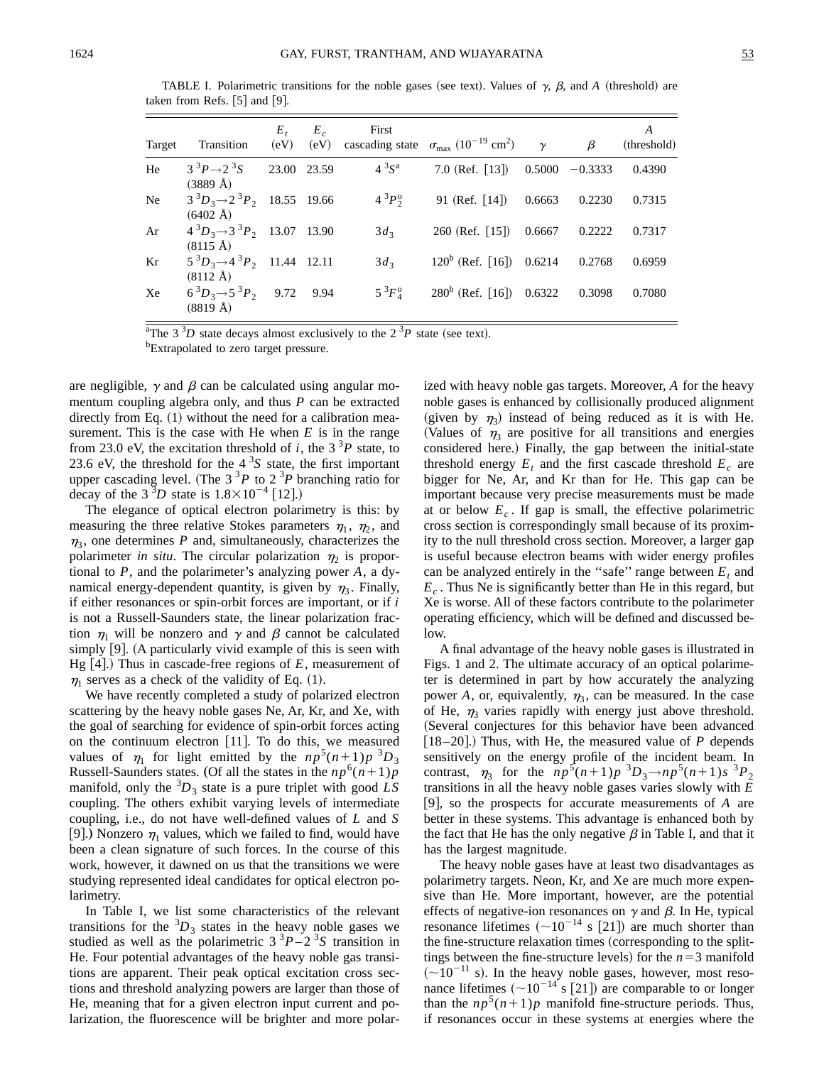TABLE I. Polarimetric transitions for the noble gases (see text). Values of $\gamma$, $\beta$, and $A$ (threshold) are taken from Refs. [5] and [9].

| Target | Transition | $E_t$ (eV) | $E_c$ (eV) | First cascading state | $\sigma_{\max}$ ($10^{-19}$ cm$^2$) | $\gamma$ | $\beta$ | $A$ (threshold) |
|---|---|---|---|---|---|---|---|---|
| He | $3\,^3P \rightarrow 2\,^3S$ (3889 Å) | 23.00 | 23.59 | $4\,^3S$[a] | 7.0 (Ref. [13]) | 0.5000 | $-0.3333$ | 0.4390 |
| Ne | $3\,^3D_3 \rightarrow 2\,^3P_2$ (6402 Å) | 18.55 | 19.66 | $4\,^3P_2^o$ | 91 (Ref. [14]) | 0.6663 | 0.2230 | 0.7315 |
| Ar | $4\,^3D_3 \rightarrow 3\,^3P_2$ (8115 Å) | 13.07 | 13.90 | $3d_3$ | 260 (Ref. [15]) | 0.6667 | 0.2222 | 0.7317 |
| Kr | $5\,^3D_3 \rightarrow 4\,^3P_2$ (8112 Å) | 11.44 | 12.11 | $3d_3$ | 120[b] (Ref. [16]) | 0.6214 | 0.2768 | 0.6959 |
| Xe | $6\,^3D_3 \rightarrow 5\,^3P_2$ (8819 Å) | 9.72 | 9.94 | $5\,^3F_4^o$ | 280[b] (Ref. [16]) | 0.6322 | 0.3098 | 0.7080 |

[a]The $3\,^3D$ state decays almost exclusively to the $2\,^3P$ state (see text).
[b]Extrapolated to zero target pressure.

are negligible, $\gamma$ and $\beta$ can be calculated using angular momentum coupling algebra only, and thus $P$ can be extracted directly from Eq. (1) without the need for a calibration measurement. This is the case with He when $E$ is in the range from 23.0 eV, the excitation threshold of $i$, the $3\,^3P$ state, to 23.6 eV, the threshold for the $4\,^3S$ state, the first important upper cascading level. (The $3\,^3P$ to $2\,^3P$ branching ratio for decay of the $3\,^3D$ state is $1.8\times10^{-4}$ [12].)

The elegance of optical electron polarimetry is this: by measuring the three relative Stokes parameters $\eta_1$, $\eta_2$, and $\eta_3$, one determines $P$ and, simultaneously, characterizes the polarimeter *in situ*. The circular polarization $\eta_2$ is proportional to $P$, and the polarimeter's analyzing power $A$, a dynamical energy-dependent quantity, is given by $\eta_3$. Finally, if either resonances or spin-orbit forces are important, or if $i$ is not a Russell-Saunders state, the linear polarization fraction $\eta_1$ will be nonzero and $\gamma$ and $\beta$ cannot be calculated simply [9]. (A particularly vivid example of this is seen with Hg [4].) Thus in cascade-free regions of $E$, measurement of $\eta_1$ serves as a check of the validity of Eq. (1).

We have recently completed a study of polarized electron scattering by the heavy noble gases Ne, Ar, Kr, and Xe, with the goal of searching for evidence of spin-orbit forces acting on the continuum electron [11]. To do this, we measured values of $\eta_1$ for light emitted by the $np^5(n+1)p\ ^3D_3$ Russell-Saunders states. (Of all the states in the $np^6(n+1)p$ manifold, only the $^3D_3$ state is a pure triplet with good $LS$ coupling. The others exhibit varying levels of intermediate coupling, i.e., do not have well-defined values of $L$ and $S$ [9].) Nonzero $\eta_1$ values, which we failed to find, would have been a clean signature of such forces. In the course of this work, however, it dawned on us that the transitions we were studying represented ideal candidates for optical electron polarimetry.

In Table I, we list some characteristics of the relevant transitions for the $^3D_3$ states in the heavy noble gases we studied as well as the polarimetric $3\,^3P - 2\,^3S$ transition in He. Four potential advantages of the heavy noble gas transitions are apparent. Their peak optical excitation cross sections and threshold analyzing powers are larger than those of He, meaning that for a given electron input current and polarization, the fluorescence will be brighter and more polarized with heavy noble gas targets. Moreover, $A$ for the heavy noble gases is enhanced by collisionally produced alignment (given by $\eta_3$) instead of being reduced as it is with He. (Values of $\eta_3$ are positive for all transitions and energies considered here.) Finally, the gap between the initial-state threshold energy $E_t$ and the first cascade threshold $E_c$ are bigger for Ne, Ar, and Kr than for He. This gap can be important because very precise measurements must be made at or below $E_c$. If gap is small, the effective polarimetric cross section is correspondingly small because of its proximity to the null threshold cross section. Moreover, a larger gap is useful because electron beams with wider energy profiles can be analyzed entirely in the "safe" range between $E_t$ and $E_c$. Thus Ne is significantly better than He in this regard, but Xe is worse. All of these factors contribute to the polarimeter operating efficiency, which will be defined and discussed below.

A final advantage of the heavy noble gases is illustrated in Figs. 1 and 2. The ultimate accuracy of an optical polarimeter is determined in part by how accurately the analyzing power $A$, or, equivalently, $\eta_3$, can be measured. In the case of He, $\eta_3$ varies rapidly with energy just above threshold. (Several conjectures for this behavior have been advanced [18–20].) Thus, with He, the measured value of $P$ depends sensitively on the energy profile of the incident beam. In contrast, $\eta_3$ for the $np^5(n+1)p\ ^3D_3 \rightarrow np^5(n+1)s\ ^3P_2$ transitions in all the heavy noble gases varies slowly with $E$ [9], so the prospects for accurate measurements of $A$ are better in these systems. This advantage is enhanced both by the fact that He has the only negative $\beta$ in Table I, and that it has the largest magnitude.

The heavy noble gases have at least two disadvantages as polarimetry targets. Neon, Kr, and Xe are much more expensive than He. More important, however, are the potential effects of negative-ion resonances on $\gamma$ and $\beta$. In He, typical resonance lifetimes ($\sim10^{-14}$ s [21]) are much shorter than the fine-structure relaxation times (corresponding to the splittings between the fine-structure levels) for the $n=3$ manifold ($\sim10^{-11}$ s). In the heavy noble gases, however, most resonance lifetimes ($\sim10^{-14}$ s [21]) are comparable to or longer than the $np^5(n+1)p$ manifold fine-structure periods. Thus, if resonances occur in these systems at energies where the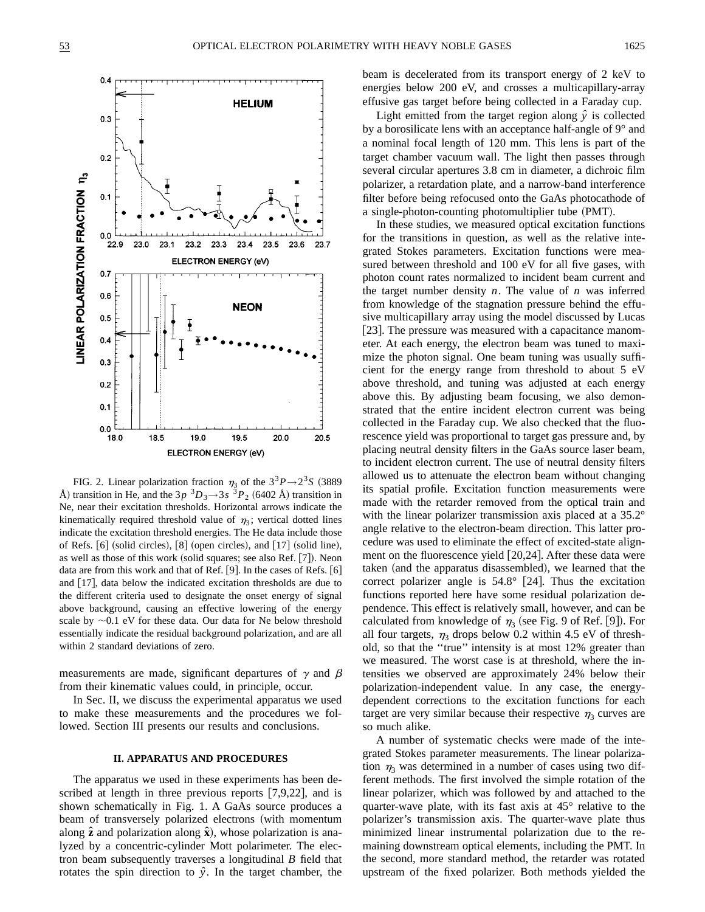FIG. 2. Linear polarization fraction $\eta_3$ of the $3^3P \rightarrow 2^3S$ (3889 Å) transition in He, and the $3p\ ^3D_3 \rightarrow 3s\ ^3P_2$ (6402 Å) transition in Ne, near their excitation thresholds. Horizontal arrows indicate the kinematically required threshold value of $\eta_3$; vertical dotted lines indicate the excitation threshold energies. The He data include those of Refs. [6] (solid circles), [8] (open circles), and [17] (solid line), as well as those of this work (solid squares; see also Ref. [7]). Neon data are from this work and that of Ref. [9]. In the cases of Refs. [6] and [17], data below the indicated excitation thresholds are due to the different criteria used to designate the onset energy of signal above background, causing an effective lowering of the energy scale by ~0.1 eV for these data. Our data for Ne below threshold essentially indicate the residual background polarization, and are all within 2 standard deviations of zero.

measurements are made, significant departures of $\gamma$ and $\beta$ from their kinematic values could, in principle, occur.

In Sec. II, we discuss the experimental apparatus we used to make these measurements and the procedures we followed. Section III presents our results and conclusions.

## II. APPARATUS AND PROCEDURES

The apparatus we used in these experiments has been described at length in three previous reports [7,9,22], and is shown schematically in Fig. 1. A GaAs source produces a beam of transversely polarized electrons (with momentum along $\hat{\mathbf{z}}$ and polarization along $\hat{\mathbf{x}}$), whose polarization is analyzed by a concentric-cylinder Mott polarimeter. The electron beam subsequently traverses a longitudinal $B$ field that rotates the spin direction to $\hat{y}$. In the target chamber, the beam is decelerated from its transport energy of 2 keV to energies below 200 eV, and crosses a multicapillary-array effusive gas target before being collected in a Faraday cup.

Light emitted from the target region along $\hat{y}$ is collected by a borosilicate lens with an acceptance half-angle of 9° and a nominal focal length of 120 mm. This lens is part of the target chamber vacuum wall. The light then passes through several circular apertures 3.8 cm in diameter, a dichroic film polarizer, a retardation plate, and a narrow-band interference filter before being refocused onto the GaAs photocathode of a single-photon-counting photomultiplier tube (PMT).

In these studies, we measured optical excitation functions for the transitions in question, as well as the relative integrated Stokes parameters. Excitation functions were measured between threshold and 100 eV for all five gases, with photon count rates normalized to incident beam current and the target number density $n$. The value of $n$ was inferred from knowledge of the stagnation pressure behind the effusive multicapillary array using the model discussed by Lucas [23]. The pressure was measured with a capacitance manometer. At each energy, the electron beam was tuned to maximize the photon signal. One beam tuning was usually sufficient for the energy range from threshold to about 5 eV above threshold, and tuning was adjusted at each energy above this. By adjusting beam focusing, we also demonstrated that the entire incident electron current was being collected in the Faraday cup. We also checked that the fluorescence yield was proportional to target gas pressure and, by placing neutral density filters in the GaAs source laser beam, to incident electron current. The use of neutral density filters allowed us to attenuate the electron beam without changing its spatial profile. Excitation function measurements were made with the retarder removed from the optical train and with the linear polarizer transmission axis placed at a 35.2° angle relative to the electron-beam direction. This latter procedure was used to eliminate the effect of excited-state alignment on the fluorescence yield [20,24]. After these data were taken (and the apparatus disassembled), we learned that the correct polarizer angle is 54.8° [24]. Thus the excitation functions reported here have some residual polarization dependence. This effect is relatively small, however, and can be calculated from knowledge of $\eta_3$ (see Fig. 9 of Ref. [9]). For all four targets, $\eta_3$ drops below 0.2 within 4.5 eV of threshold, so that the "true" intensity is at most 12% greater than we measured. The worst case is at threshold, where the intensities we observed are approximately 24% below their polarization-independent value. In any case, the energy-dependent corrections to the excitation functions for each target are very similar because their respective $\eta_3$ curves are so much alike.

A number of systematic checks were made of the integrated Stokes parameter measurements. The linear polarization $\eta_3$ was determined in a number of cases using two different methods. The first involved the simple rotation of the linear polarizer, which was followed by and attached to the quarter-wave plate, with its fast axis at 45° relative to the polarizer's transmission axis. The quarter-wave plate thus minimized linear instrumental polarization due to the remaining downstream optical elements, including the PMT. In the second, more standard method, the retarder was rotated upstream of the fixed polarizer. Both methods yielded the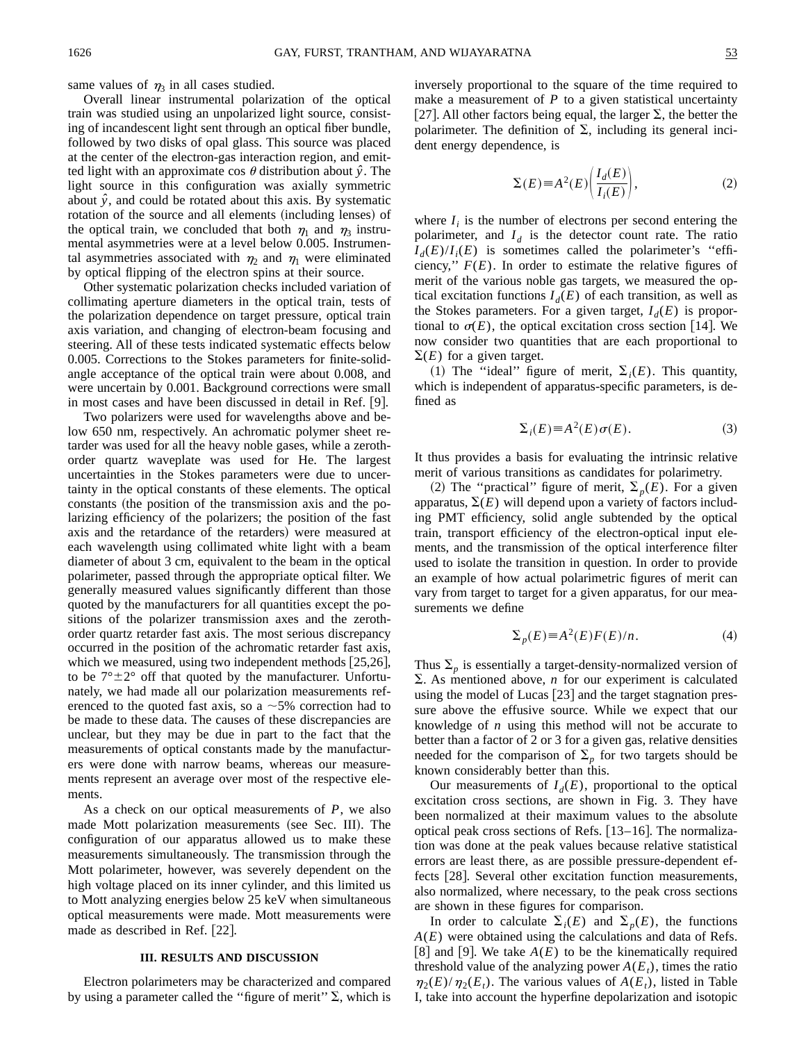same values of $\eta_3$ in all cases studied.

Overall linear instrumental polarization of the optical train was studied using an unpolarized light source, consisting of incandescent light sent through an optical fiber bundle, followed by two disks of opal glass. This source was placed at the center of the electron-gas interaction region, and emitted light with an approximate cos $\theta$ distribution about $\hat{y}$. The light source in this configuration was axially symmetric about $\hat{y}$, and could be rotated about this axis. By systematic rotation of the source and all elements (including lenses) of the optical train, we concluded that both $\eta_1$ and $\eta_3$ instrumental asymmetries were at a level below 0.005. Instrumental asymmetries associated with $\eta_2$ and $\eta_1$ were eliminated by optical flipping of the electron spins at their source.

Other systematic polarization checks included variation of collimating aperture diameters in the optical train, tests of the polarization dependence on target pressure, optical train axis variation, and changing of electron-beam focusing and steering. All of these tests indicated systematic effects below 0.005. Corrections to the Stokes parameters for finite-solid-angle acceptance of the optical train were about 0.008, and were uncertain by 0.001. Background corrections were small in most cases and have been discussed in detail in Ref. [9].

Two polarizers were used for wavelengths above and below 650 nm, respectively. An achromatic polymer sheet retarder was used for all the heavy noble gases, while a zeroth-order quartz waveplate was used for He. The largest uncertainties in the Stokes parameters were due to uncertainty in the optical constants of these elements. The optical constants (the position of the transmission axis and the polarizing efficiency of the polarizers; the position of the fast axis and the retardance of the retarders) were measured at each wavelength using collimated white light with a beam diameter of about 3 cm, equivalent to the beam in the optical polarimeter, passed through the appropriate optical filter. We generally measured values significantly different than those quoted by the manufacturers for all quantities except the positions of the polarizer transmission axes and the zeroth-order quartz retarder fast axis. The most serious discrepancy occurred in the position of the achromatic retarder fast axis, which we measured, using two independent methods [25,26], to be $7° \pm 2°$ off that quoted by the manufacturer. Unfortunately, we had made all our polarization measurements referenced to the quoted fast axis, so a ~5% correction had to be made to these data. The causes of these discrepancies are unclear, but they may be due in part to the fact that the measurements of optical constants made by the manufacturers were done with narrow beams, whereas our measurements represent an average over most of the respective elements.

As a check on our optical measurements of $P$, we also made Mott polarization measurements (see Sec. III). The configuration of our apparatus allowed us to make these measurements simultaneously. The transmission through the Mott polarimeter, however, was severely dependent on the high voltage placed on its inner cylinder, and this limited us to Mott analyzing energies below 25 keV when simultaneous optical measurements were made. Mott measurements were made as described in Ref. [22].

### III. RESULTS AND DISCUSSION

Electron polarimeters may be characterized and compared by using a parameter called the "figure of merit" $\Sigma$, which is inversely proportional to the square of the time required to make a measurement of $P$ to a given statistical uncertainty [27]. All other factors being equal, the larger $\Sigma$, the better the polarimeter. The definition of $\Sigma$, including its general incident energy dependence, is

$$\Sigma(E) \equiv A^2(E)\left(\frac{I_d(E)}{I_i(E)}\right), \tag{2}$$

where $I_i$ is the number of electrons per second entering the polarimeter, and $I_d$ is the detector count rate. The ratio $I_d(E)/I_i(E)$ is sometimes called the polarimeter's "efficiency," $F(E)$. In order to estimate the relative figures of merit of the various noble gas targets, we measured the optical excitation functions $I_d(E)$ of each transition, as well as the Stokes parameters. For a given target, $I_d(E)$ is proportional to $\sigma(E)$, the optical excitation cross section [14]. We now consider two quantities that are each proportional to $\Sigma(E)$ for a given target.

(1) The "ideal" figure of merit, $\Sigma_i(E)$. This quantity, which is independent of apparatus-specific parameters, is defined as

$$\Sigma_i(E) \equiv A^2(E)\sigma(E). \tag{3}$$

It thus provides a basis for evaluating the intrinsic relative merit of various transitions as candidates for polarimetry.

(2) The "practical" figure of merit, $\Sigma_p(E)$. For a given apparatus, $\Sigma(E)$ will depend upon a variety of factors including PMT efficiency, solid angle subtended by the optical train, transport efficiency of the electron-optical input elements, and the transmission of the optical interference filter used to isolate the transition in question. In order to provide an example of how actual polarimetric figures of merit can vary from target to target for a given apparatus, for our measurements we define

$$\Sigma_p(E) \equiv A^2(E)F(E)/n. \tag{4}$$

Thus $\Sigma_p$ is essentially a target-density-normalized version of $\Sigma$. As mentioned above, $n$ for our experiment is calculated using the model of Lucas [23] and the target stagnation pressure above the effusive source. While we expect that our knowledge of $n$ using this method will not be accurate to better than a factor of 2 or 3 for a given gas, relative densities needed for the comparison of $\Sigma_p$ for two targets should be known considerably better than this.

Our measurements of $I_d(E)$, proportional to the optical excitation cross sections, are shown in Fig. 3. They have been normalized at their maximum values to the absolute optical peak cross sections of Refs. [13–16]. The normalization was done at the peak values because relative statistical errors are least there, as are possible pressure-dependent effects [28]. Several other excitation function measurements, also normalized, where necessary, to the peak cross sections are shown in these figures for comparison.

In order to calculate $\Sigma_i(E)$ and $\Sigma_p(E)$, the functions $A(E)$ were obtained using the calculations and data of Refs. [8] and [9]. We take $A(E)$ to be the kinematically required threshold value of the analyzing power $A(E_t)$, times the ratio $\eta_2(E)/\eta_2(E_t)$. The various values of $A(E_t)$, listed in Table I, take into account the hyperfine depolarization and isotopic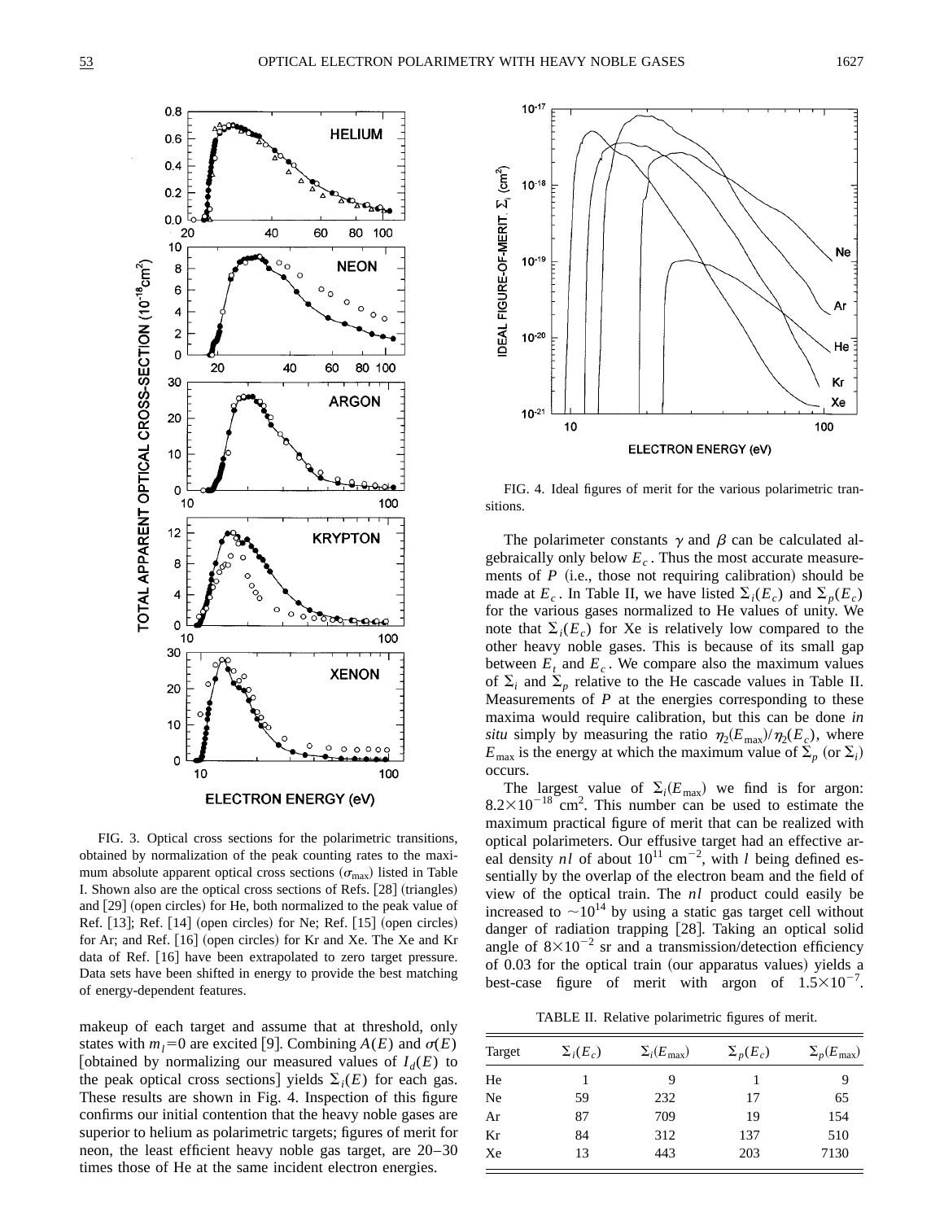FIG. 3. Optical cross sections for the polarimetric transitions, obtained by normalization of the peak counting rates to the maximum absolute apparent optical cross sections ($\sigma_{max}$) listed in Table I. Shown also are the optical cross sections of Refs. [28] (triangles) and [29] (open circles) for He, both normalized to the peak value of Ref. [13]; Ref. [14] (open circles) for Ne; Ref. [15] (open circles) for Ar; and Ref. [16] (open circles) for Kr and Xe. The Xe and Kr data of Ref. [16] have been extrapolated to zero target pressure. Data sets have been shifted in energy to provide the best matching of energy-dependent features.

makeup of each target and assume that at threshold, only states with $m_l = 0$ are excited [9]. Combining $A(E)$ and $\sigma(E)$ [obtained by normalizing our measured values of $I_d(E)$ to the peak optical cross sections] yields $\Sigma_i(E)$ for each gas. These results are shown in Fig. 4. Inspection of this figure confirms our initial contention that the heavy noble gases are superior to helium as polarimetric targets; figures of merit for neon, the least efficient heavy noble gas target, are 20–30 times those of He at the same incident electron energies.

FIG. 4. Ideal figures of merit for the various polarimetric transitions.

The polarimeter constants $\gamma$ and $\beta$ can be calculated algebraically only below $E_c$. Thus the most accurate measurements of $P$ (i.e., those not requiring calibration) should be made at $E_c$. In Table II, we have listed $\Sigma_i(E_c)$ and $\Sigma_p(E_c)$ for the various gases normalized to He values of unity. We note that $\Sigma_i(E_c)$ for Xe is relatively low compared to the other heavy noble gases. This is because of its small gap between $E_t$ and $E_c$. We compare also the maximum values of $\Sigma_i$ and $\Sigma_p$ relative to the He cascade values in Table II. Measurements of $P$ at the energies corresponding to these maxima would require calibration, but this can be done *in situ* simply by measuring the ratio $\eta_2(E_{max})/\eta_2(E_c)$, where $E_{max}$ is the energy at which the maximum value of $\Sigma_p$ (or $\Sigma_i$) occurs.

The largest value of $\Sigma_i(E_{max})$ we find is for argon: $8.2\times10^{-18}$ cm$^2$. This number can be used to estimate the maximum practical figure of merit that can be realized with optical polarimeters. Our effusive target had an effective areal density $nl$ of about $10^{11}$ cm$^{-2}$, with $l$ being defined essentially by the overlap of the electron beam and the field of view of the optical train. The $nl$ product could easily be increased to $\sim10^{14}$ by using a static gas target cell without danger of radiation trapping [28]. Taking an optical solid angle of $8\times10^{-2}$ sr and a transmission/detection efficiency of 0.03 for the optical train (our apparatus values) yields a best-case figure of merit with argon of $1.5\times10^{-7}$.

TABLE II. Relative polarimetric figures of merit.

| Target | $\Sigma_i(E_c)$ | $\Sigma_i(E_{max})$ | $\Sigma_p(E_c)$ | $\Sigma_p(E_{max})$ |
|---|---|---|---|---|
| He | 1 | 9 | 1 | 9 |
| Ne | 59 | 232 | 17 | 65 |
| Ar | 87 | 709 | 19 | 154 |
| Kr | 84 | 312 | 137 | 510 |
| Xe | 13 | 443 | 203 | 7130 |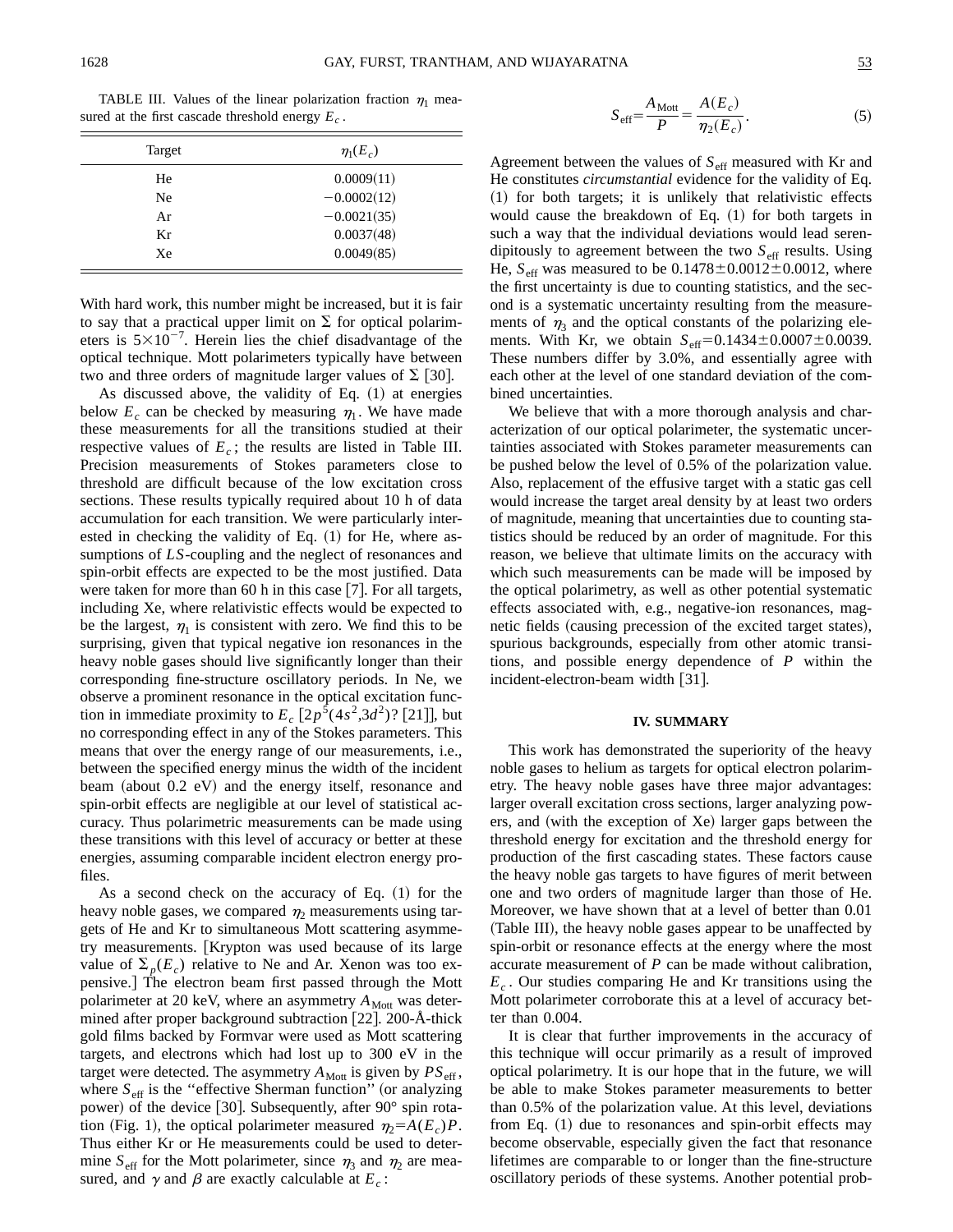TABLE III. Values of the linear polarization fraction $\eta_1$ measured at the first cascade threshold energy $E_c$.

| Target | $\eta_1(E_c)$ |
|---|---|
| He | 0.0009(11) |
| Ne | −0.0002(12) |
| Ar | −0.0021(35) |
| Kr | 0.0037(48) |
| Xe | 0.0049(85) |

With hard work, this number might be increased, but it is fair to say that a practical upper limit on $\Sigma$ for optical polarimeters is $5\times10^{-7}$. Herein lies the chief disadvantage of the optical technique. Mott polarimeters typically have between two and three orders of magnitude larger values of $\Sigma$ [30].

As discussed above, the validity of Eq. (1) at energies below $E_c$ can be checked by measuring $\eta_1$. We have made these measurements for all the transitions studied at their respective values of $E_c$; the results are listed in Table III. Precision measurements of Stokes parameters close to threshold are difficult because of the low excitation cross sections. These results typically required about 10 h of data accumulation for each transition. We were particularly interested in checking the validity of Eq. (1) for He, where assumptions of *LS*-coupling and the neglect of resonances and spin-orbit effects are expected to be the most justified. Data were taken for more than 60 h in this case [7]. For all targets, including Xe, where relativistic effects would be expected to be the largest, $\eta_1$ is consistent with zero. We find this to be surprising, given that typical negative ion resonances in the heavy noble gases should live significantly longer than their corresponding fine-structure oscillatory periods. In Ne, we observe a prominent resonance in the optical excitation function in immediate proximity to $E_c$ [$2p^5(4s^2,3d^2)$? [21]], but no corresponding effect in any of the Stokes parameters. This means that over the energy range of our measurements, i.e., between the specified energy minus the width of the incident beam (about 0.2 eV) and the energy itself, resonance and spin-orbit effects are negligible at our level of statistical accuracy. Thus polarimetric measurements can be made using these transitions with this level of accuracy or better at these energies, assuming comparable incident electron energy profiles.

As a second check on the accuracy of Eq. (1) for the heavy noble gases, we compared $\eta_2$ measurements using targets of He and Kr to simultaneous Mott scattering asymmetry measurements. [Krypton was used because of its large value of $\Sigma_p(E_c)$ relative to Ne and Ar. Xenon was too expensive.] The electron beam first passed through the Mott polarimeter at 20 keV, where an asymmetry $A_{\mathrm{Mott}}$ was determined after proper background subtraction [22]. 200-Å-thick gold films backed by Formvar were used as Mott scattering targets, and electrons which had lost up to 300 eV in the target were detected. The asymmetry $A_{\mathrm{Mott}}$ is given by $PS_{\mathrm{eff}}$, where $S_{\mathrm{eff}}$ is the "effective Sherman function" (or analyzing power) of the device [30]. Subsequently, after 90° spin rotation (Fig. 1), the optical polarimeter measured $\eta_2=A(E_c)P$. Thus either Kr or He measurements could be used to determine $S_{\mathrm{eff}}$ for the Mott polarimeter, since $\eta_3$ and $\eta_2$ are measured, and $\gamma$ and $\beta$ are exactly calculable at $E_c$:

$$S_{\mathrm{eff}}=\frac{A_{\mathrm{Mott}}}{P}=\frac{A(E_c)}{\eta_2(E_c)}. \tag{5}$$

Agreement between the values of $S_{\mathrm{eff}}$ measured with Kr and He constitutes *circumstantial* evidence for the validity of Eq. (1) for both targets; it is unlikely that relativistic effects would cause the breakdown of Eq. (1) for both targets in such a way that the individual deviations would lead serendipitously to agreement between the two $S_{\mathrm{eff}}$ results. Using He, $S_{\mathrm{eff}}$ was measured to be $0.1478\pm0.0012\pm0.0012$, where the first uncertainty is due to counting statistics, and the second is a systematic uncertainty resulting from the measurements of $\eta_3$ and the optical constants of the polarizing elements. With Kr, we obtain $S_{\mathrm{eff}}=0.1434\pm0.0007\pm0.0039$. These numbers differ by 3.0%, and essentially agree with each other at the level of one standard deviation of the combined uncertainties.

We believe that with a more thorough analysis and characterization of our optical polarimeter, the systematic uncertainties associated with Stokes parameter measurements can be pushed below the level of 0.5% of the polarization value. Also, replacement of the effusive target with a static gas cell would increase the target areal density by at least two orders of magnitude, meaning that uncertainties due to counting statistics should be reduced by an order of magnitude. For this reason, we believe that ultimate limits on the accuracy with which such measurements can be made will be imposed by the optical polarimetry, as well as other potential systematic effects associated with, e.g., negative-ion resonances, magnetic fields (causing precession of the excited target states), spurious backgrounds, especially from other atomic transitions, and possible energy dependence of $P$ within the incident-electron-beam width [31].

## IV. SUMMARY

This work has demonstrated the superiority of the heavy noble gases to helium as targets for optical electron polarimetry. The heavy noble gases have three major advantages: larger overall excitation cross sections, larger analyzing powers, and (with the exception of Xe) larger gaps between the threshold energy for excitation and the threshold energy for production of the first cascading states. These factors cause the heavy noble gas targets to have figures of merit between one and two orders of magnitude larger than those of He. Moreover, we have shown that at a level of better than 0.01 (Table III), the heavy noble gases appear to be unaffected by spin-orbit or resonance effects at the energy where the most accurate measurement of $P$ can be made without calibration, $E_c$. Our studies comparing He and Kr transitions using the Mott polarimeter corroborate this at a level of accuracy better than 0.004.

It is clear that further improvements in the accuracy of this technique will occur primarily as a result of improved optical polarimetry. It is our hope that in the future, we will be able to make Stokes parameter measurements to better than 0.5% of the polarization value. At this level, deviations from Eq. (1) due to resonances and spin-orbit effects may become observable, especially given the fact that resonance lifetimes are comparable to or longer than the fine-structure oscillatory periods of these systems. Another potential prob-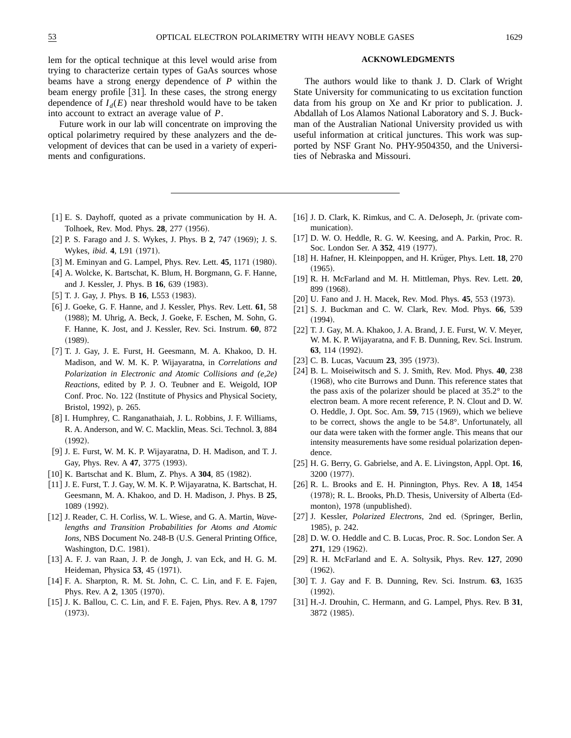lem for the optical technique at this level would arise from trying to characterize certain types of GaAs sources whose beams have a strong energy dependence of $P$ within the beam energy profile [31]. In these cases, the strong energy dependence of $I_d(E)$ near threshold would have to be taken into account to extract an average value of $P$.

Future work in our lab will concentrate on improving the optical polarimetry required by these analyzers and the development of devices that can be used in a variety of experiments and configurations.

## ACKNOWLEDGMENTS

The authors would like to thank J. D. Clark of Wright State University for communicating to us excitation function data from his group on Xe and Kr prior to publication. J. Abdallah of Los Alamos National Laboratory and S. J. Buckman of the Australian National University provided us with useful information at critical junctures. This work was supported by NSF Grant No. PHY-9504350, and the Universities of Nebraska and Missouri.

---

[1] E. S. Dayhoff, quoted as a private communication by H. A. Tolhoek, Rev. Mod. Phys. **28**, 277 (1956).

[2] P. S. Farago and J. S. Wykes, J. Phys. B **2**, 747 (1969); J. S. Wykes, *ibid.* **4**, L91 (1971).

[3] M. Eminyan and G. Lampel, Phys. Rev. Lett. **45**, 1171 (1980).

[4] A. Wolcke, K. Bartschat, K. Blum, H. Borgmann, G. F. Hanne, and J. Kessler, J. Phys. B **16**, 639 (1983).

[5] T. J. Gay, J. Phys. B **16**, L553 (1983).

[6] J. Goeke, G. F. Hanne, and J. Kessler, Phys. Rev. Lett. **61**, 58 (1988); M. Uhrig, A. Beck, J. Goeke, F. Eschen, M. Sohn, G. F. Hanne, K. Jost, and J. Kessler, Rev. Sci. Instrum. **60**, 872 (1989).

[7] T. J. Gay, J. E. Furst, H. Geesmann, M. A. Khakoo, D. H. Madison, and W. M. K. P. Wijayaratna, in *Correlations and Polarization in Electronic and Atomic Collisions and (e,2e) Reactions*, edited by P. J. O. Teubner and E. Weigold, IOP Conf. Proc. No. 122 (Institute of Physics and Physical Society, Bristol, 1992), p. 265.

[8] I. Humphrey, C. Ranganathaiah, J. L. Robbins, J. F. Williams, R. A. Anderson, and W. C. Macklin, Meas. Sci. Technol. **3**, 884 (1992).

[9] J. E. Furst, W. M. K. P. Wijayaratna, D. H. Madison, and T. J. Gay, Phys. Rev. A **47**, 3775 (1993).

[10] K. Bartschat and K. Blum, Z. Phys. A **304**, 85 (1982).

[11] J. E. Furst, T. J. Gay, W. M. K. P. Wijayaratna, K. Bartschat, H. Geesmann, M. A. Khakoo, and D. H. Madison, J. Phys. B **25**, 1089 (1992).

[12] J. Reader, C. H. Corliss, W. L. Wiese, and G. A. Martin, *Wavelengths and Transition Probabilities for Atoms and Atomic Ions*, NBS Document No. 248-B (U.S. General Printing Office, Washington, D.C. 1981).

[13] A. F. J. van Raan, J. P. de Jongh, J. van Eck, and H. G. M. Heideman, Physica **53**, 45 (1971).

[14] F. A. Sharpton, R. M. St. John, C. C. Lin, and F. E. Fajen, Phys. Rev. A **2**, 1305 (1970).

[15] J. K. Ballou, C. C. Lin, and F. E. Fajen, Phys. Rev. A **8**, 1797 (1973).

[16] J. D. Clark, K. Rimkus, and C. A. DeJoseph, Jr. (private communication).

[17] D. W. O. Heddle, R. G. W. Keesing, and A. Parkin, Proc. R. Soc. London Ser. A **352**, 419 (1977).

[18] H. Hafner, H. Kleinpoppen, and H. Krüger, Phys. Lett. **18**, 270 (1965).

[19] R. H. McFarland and M. H. Mittleman, Phys. Rev. Lett. **20**, 899 (1968).

[20] U. Fano and J. H. Macek, Rev. Mod. Phys. **45**, 553 (1973).

[21] S. J. Buckman and C. W. Clark, Rev. Mod. Phys. **66**, 539 (1994).

[22] T. J. Gay, M. A. Khakoo, J. A. Brand, J. E. Furst, W. V. Meyer, W. M. K. P. Wijayaratna, and F. B. Dunning, Rev. Sci. Instrum. **63**, 114 (1992).

[23] C. B. Lucas, Vacuum **23**, 395 (1973).

[24] B. L. Moiseiwitsch and S. J. Smith, Rev. Mod. Phys. **40**, 238 (1968), who cite Burrows and Dunn. This reference states that the pass axis of the polarizer should be placed at 35.2° to the electron beam. A more recent reference, P. N. Clout and D. W. O. Heddle, J. Opt. Soc. Am. **59**, 715 (1969), which we believe to be correct, shows the angle to be 54.8°. Unfortunately, all our data were taken with the former angle. This means that our intensity measurements have some residual polarization dependence.

[25] H. G. Berry, G. Gabrielse, and A. E. Livingston, Appl. Opt. **16**, 3200 (1977).

[26] R. L. Brooks and E. H. Pinnington, Phys. Rev. A **18**, 1454 (1978); R. L. Brooks, Ph.D. Thesis, University of Alberta (Edmonton), 1978 (unpublished).

[27] J. Kessler, *Polarized Electrons*, 2nd ed. (Springer, Berlin, 1985), p. 242.

[28] D. W. O. Heddle and C. B. Lucas, Proc. R. Soc. London Ser. A **271**, 129 (1962).

[29] R. H. McFarland and E. A. Soltysik, Phys. Rev. **127**, 2090 (1962).

[30] T. J. Gay and F. B. Dunning, Rev. Sci. Instrum. **63**, 1635 (1992).

[31] H.-J. Drouhin, C. Hermann, and G. Lampel, Phys. Rev. B **31**, 3872 (1985).